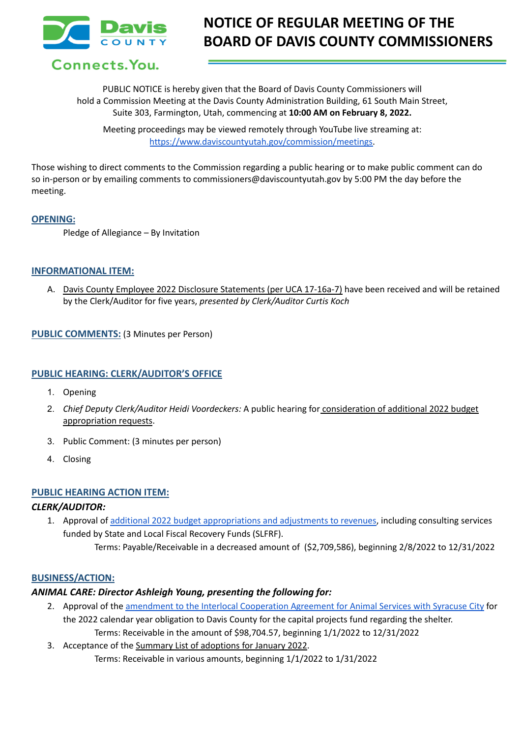# NOTICE OF REGULAR MEETING OF THE BOARD OF DAVIS COUNTY COMMISSIONERS

PUBLIC NOTICE is hereby given that the Board of Davis County Commissioners will hold a Commission Meeting at the Davis County Administration Building, 61 South Main Street, Suite 303, Farmington, Utah, commencing at **10:00 AM on February 8, 2022.**

Meeting proceedings may be viewed remotely through YouTube live streaming at: https://www.daviscountyutah.gov/commission/meetings.

Those wishing to direct comments to the Commission regarding a public hearing or to make public comment can do so in-person or by emailing comments to commissioners@daviscountyutah.gov by 5:00 PM the day before the meeting.

## OPENING:

Pledge of Allegiance – By Invitation

## INFORMATIONAL ITEM:

A. Davis County Employee 2022 Disclosure Statements (per UCA 17-16a-7) have been received and will be retained by the Clerk/Auditor for five years, *presented by Clerk/Auditor Curtis Koch*

## PUBLIC COMMENTS: (3 Minutes per Person)

## PUBLIC HEARING: CLERK/AUDITOR'S OFFICE

1. Opening
2. *Chief Deputy Clerk/Auditor Heidi Voordeckers:* A public hearing for consideration of additional 2022 budget appropriation requests.
3. Public Comment: (3 minutes per person)
4. Closing

## PUBLIC HEARING ACTION ITEM:

### *CLERK/AUDITOR:*

1. Approval of additional 2022 budget appropriations and adjustments to revenues, including consulting services funded by State and Local Fiscal Recovery Funds (SLFRF).
   Terms: Payable/Receivable in a decreased amount of ($2,709,586), beginning 2/8/2022 to 12/31/2022

## BUSINESS/ACTION:

### *ANIMAL CARE: Director Ashleigh Young, presenting the following for:*

2. Approval of the amendment to the Interlocal Cooperation Agreement for Animal Services with Syracuse City for the 2022 calendar year obligation to Davis County for the capital projects fund regarding the shelter.
   Terms: Receivable in the amount of $98,704.57, beginning 1/1/2022 to 12/31/2022
3. Acceptance of the Summary List of adoptions for January 2022.
   Terms: Receivable in various amounts, beginning 1/1/2022 to 1/31/2022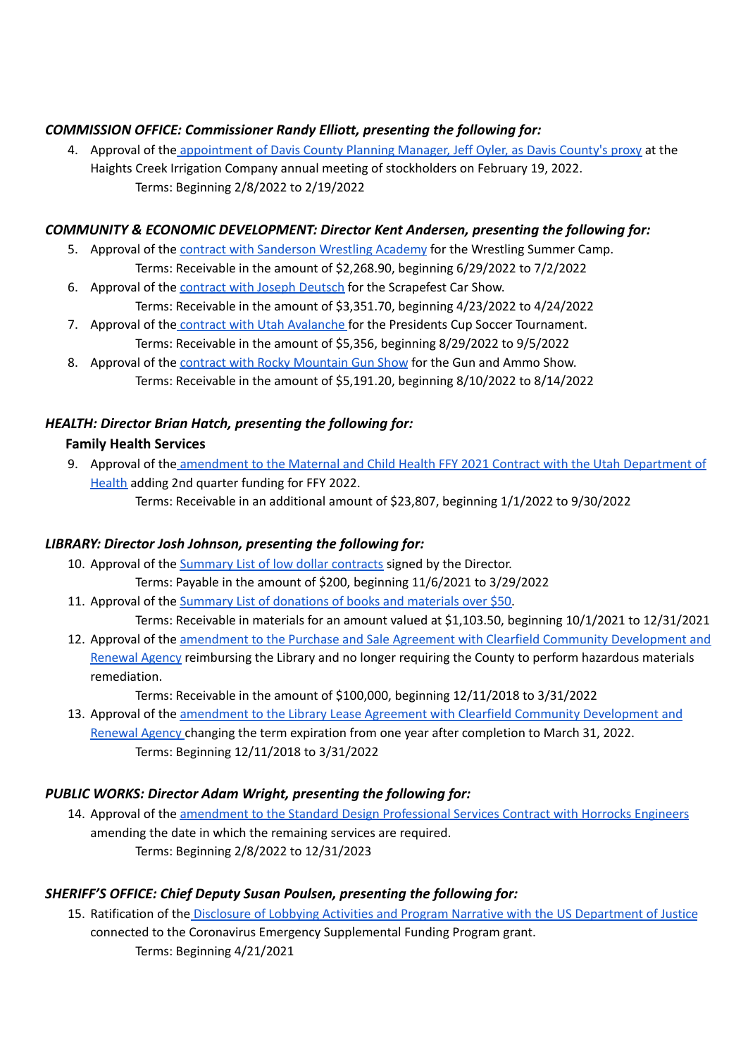***COMMISSION OFFICE: Commissioner Randy Elliott, presenting the following for:***

4. Approval of the appointment of Davis County Planning Manager, Jeff Oyler, as Davis County's proxy at the Haights Creek Irrigation Company annual meeting of stockholders on February 19, 2022.
   Terms: Beginning 2/8/2022 to 2/19/2022

***COMMUNITY & ECONOMIC DEVELOPMENT: Director Kent Andersen, presenting the following for:***

5. Approval of the contract with Sanderson Wrestling Academy for the Wrestling Summer Camp.
   Terms: Receivable in the amount of $2,268.90, beginning 6/29/2022 to 7/2/2022
6. Approval of the contract with Joseph Deutsch for the Scrapefest Car Show.
   Terms: Receivable in the amount of $3,351.70, beginning 4/23/2022 to 4/24/2022
7. Approval of the contract with Utah Avalanche for the Presidents Cup Soccer Tournament.
   Terms: Receivable in the amount of $5,356, beginning 8/29/2022 to 9/5/2022
8. Approval of the contract with Rocky Mountain Gun Show for the Gun and Ammo Show.
   Terms: Receivable in the amount of $5,191.20, beginning 8/10/2022 to 8/14/2022

***HEALTH: Director Brian Hatch, presenting the following for:***

**Family Health Services**

9. Approval of the amendment to the Maternal and Child Health FFY 2021 Contract with the Utah Department of Health adding 2nd quarter funding for FFY 2022.
   Terms: Receivable in an additional amount of $23,807, beginning 1/1/2022 to 9/30/2022

***LIBRARY: Director Josh Johnson, presenting the following for:***

10. Approval of the Summary List of low dollar contracts signed by the Director.
    Terms: Payable in the amount of $200, beginning 11/6/2021 to 3/29/2022
11. Approval of the Summary List of donations of books and materials over $50.
    Terms: Receivable in materials for an amount valued at $1,103.50, beginning 10/1/2021 to 12/31/2021
12. Approval of the amendment to the Purchase and Sale Agreement with Clearfield Community Development and Renewal Agency reimbursing the Library and no longer requiring the County to perform hazardous materials remediation.
    Terms: Receivable in the amount of $100,000, beginning 12/11/2018 to 3/31/2022
13. Approval of the amendment to the Library Lease Agreement with Clearfield Community Development and Renewal Agency changing the term expiration from one year after completion to March 31, 2022.
    Terms: Beginning 12/11/2018 to 3/31/2022

***PUBLIC WORKS: Director Adam Wright, presenting the following for:***

14. Approval of the amendment to the Standard Design Professional Services Contract with Horrocks Engineers amending the date in which the remaining services are required.
    Terms: Beginning 2/8/2022 to 12/31/2023

***SHERIFF'S OFFICE: Chief Deputy Susan Poulsen, presenting the following for:***

15. Ratification of the Disclosure of Lobbying Activities and Program Narrative with the US Department of Justice connected to the Coronavirus Emergency Supplemental Funding Program grant.
    Terms: Beginning 4/21/2021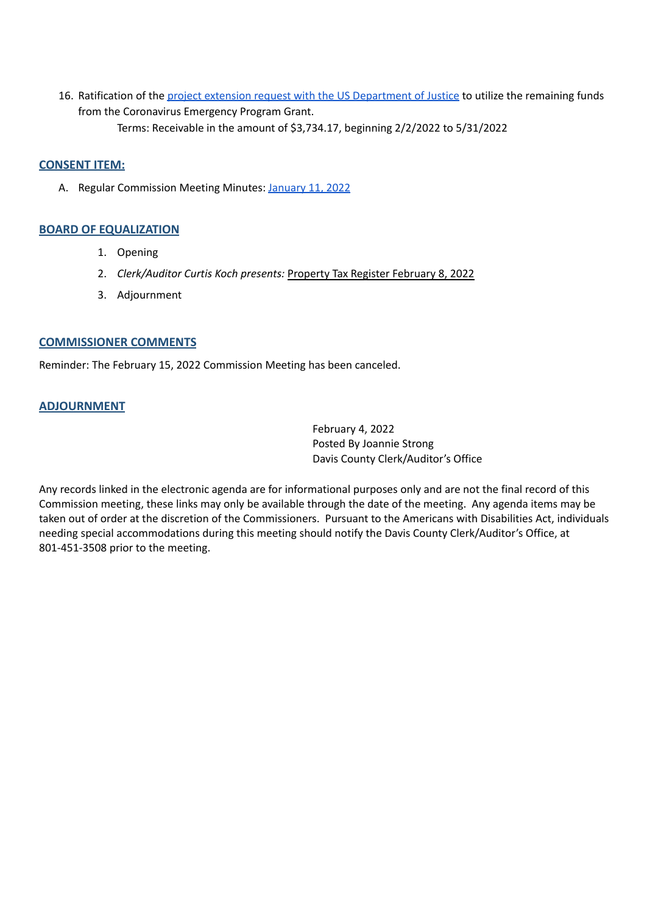16. Ratification of the project extension request with the US Department of Justice to utilize the remaining funds from the Coronavirus Emergency Program Grant.

    Terms: Receivable in the amount of $3,734.17, beginning 2/2/2022 to 5/31/2022

## CONSENT ITEM:

A. Regular Commission Meeting Minutes: January 11, 2022

## BOARD OF EQUALIZATION

1. Opening
2. *Clerk/Auditor Curtis Koch presents:* Property Tax Register February 8, 2022
3. Adjournment

## COMMISSIONER COMMENTS

Reminder: The February 15, 2022 Commission Meeting has been canceled.

## ADJOURNMENT

February 4, 2022
Posted By Joannie Strong
Davis County Clerk/Auditor's Office

Any records linked in the electronic agenda are for informational purposes only and are not the final record of this Commission meeting, these links may only be available through the date of the meeting. Any agenda items may be taken out of order at the discretion of the Commissioners. Pursuant to the Americans with Disabilities Act, individuals needing special accommodations during this meeting should notify the Davis County Clerk/Auditor's Office, at 801-451-3508 prior to the meeting.